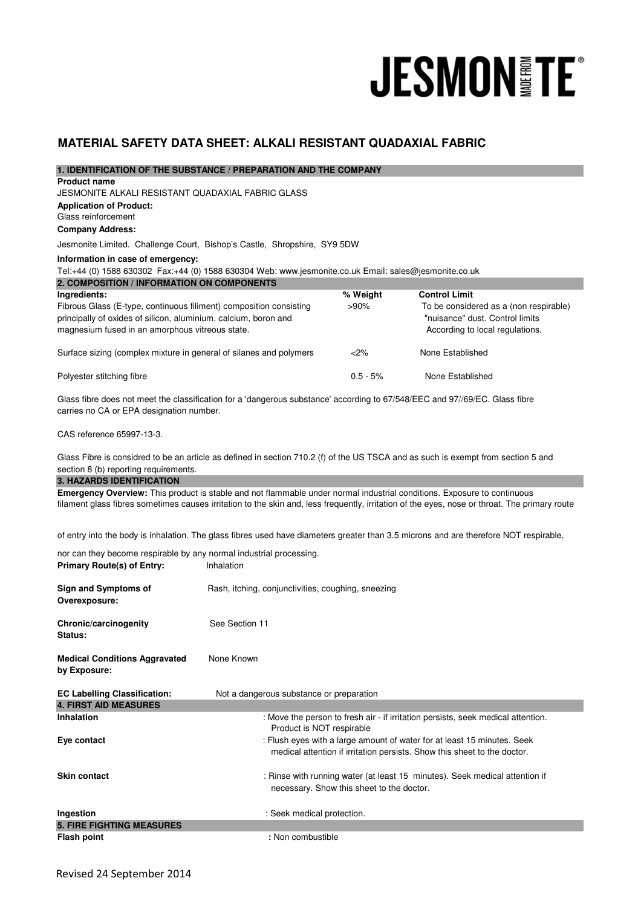JESMONITE®

# MATERIAL SAFETY DATA SHEET: ALKALI RESISTANT QUADAXIAL FABRIC

## 1. IDENTIFICATION OF THE SUBSTANCE / PREPARATION AND THE COMPANY

**Product name**

JESMONITE ALKALI RESISTANT QUADAXIAL FABRIC GLASS

**Application of Product:**

Glass reinforcement

**Company Address:**

Jesmonite Limited. Challenge Court, Bishop's Castle, Shropshire, SY9 5DW

**Information in case of emergency:**

Tel:+44 (0) 1588 630302 Fax:+44 (0) 1588 630304 Web: www.jesmonite.co.uk Email: sales@jesmonite.co.uk

## 2. COMPOSITION / INFORMATION ON COMPONENTS

| Ingredients: | % Weight | Control Limit |
|---|---|---|
| Fibrous Glass (E-type, continuous filiment) composition consisting principally of oxides of silicon, aluminium, calcium, boron and magnesium fused in an amorphous vitreous state. | >90% | To be considered as a (non respirable) "nuisance" dust. Control limits According to local regulations. |
| Surface sizing (complex mixture in general of silanes and polymers | <2% | None Established |
| Polyester stitching fibre | 0.5 - 5% | None Established |

Glass fibre does not meet the classification for a 'dangerous substance' according to 67/548/EEC and 97//69/EC. Glass fibre carries no CA or EPA designation number.

CAS reference 65997-13-3.

Glass Fibre is considred to be an article as defined in section 710.2 (f) of the US TSCA and as such is exempt from section 5 and section 8 (b) reporting requirements.

## 3. HAZARDS IDENTIFICATION

**Emergency Overview:** This product is stable and not flammable under normal industrial conditions. Exposure to continuous filament glass fibres sometimes causes irritation to the skin and, less frequently, irritation of the eyes, nose or throat. The primary route of entry into the body is inhalation. The glass fibres used have diameters greater than 3.5 microns and are therefore NOT respirable, nor can they become respirable by any normal industrial processing.

**Primary Route(s) of Entry:** Inhalation

**Sign and Symptoms of Overexposure:** Rash, itching, conjunctivities, coughing, sneezing

**Chronic/carcinogenity Status:** See Section 11

**Medical Conditions Aggravated by Exposure:** None Known

**EC Labelling Classification:** Not a dangerous substance or preparation

## 4. FIRST AID MEASURES

**Inhalation** : Move the person to fresh air - if irritation persists, seek medical attention. Product is NOT respirable

**Eye contact** : Flush eyes with a large amount of water for at least 15 minutes. Seek medical attention if irritation persists. Show this sheet to the doctor.

**Skin contact** : Rinse with running water (at least 15 minutes). Seek medical attention if necessary. Show this sheet to the doctor.

**Ingestion** : Seek medical protection.

## 5. FIRE FIGHTING MEASURES

**Flash point** : Non combustible

Revised 24 September 2014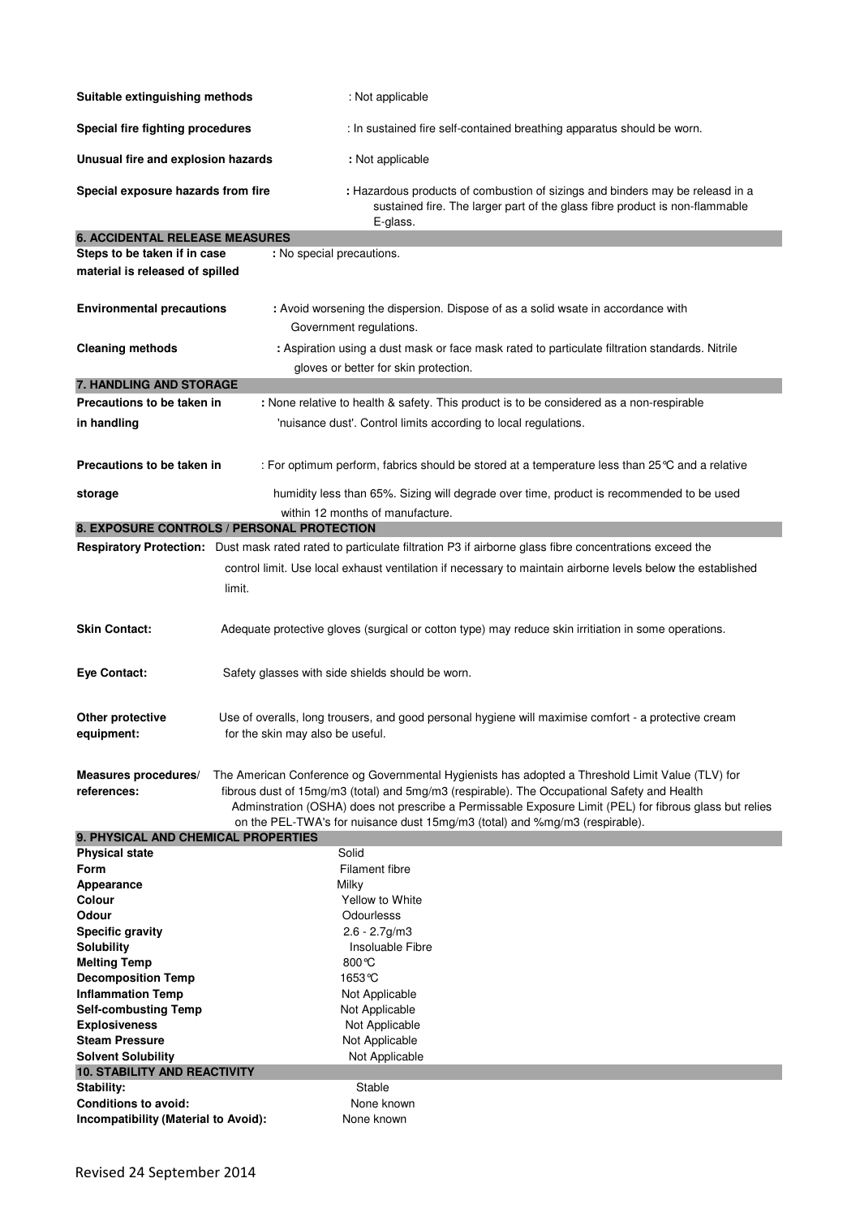**Suitable extinguishing methods** : Not applicable

**Special fire fighting procedures** : In sustained fire self-contained breathing apparatus should be worn.

**Unusual fire and explosion hazards** : Not applicable

**Special exposure hazards from fire** : Hazardous products of combustion of sizings and binders may be releasd in a sustained fire. The larger part of the glass fibre product is non-flammable E-glass.

## 6. ACCIDENTAL RELEASE MEASURES

**Steps to be taken if in case material is released of spilled** : No special precautions.

**Environmental precautions** : Avoid worsening the dispersion. Dispose of as a solid wsate in accordance with Government regulations.

**Cleaning methods** : Aspiration using a dust mask or face mask rated to particulate filtration standards. Nitrile gloves or better for skin protection.

## 7. HANDLING AND STORAGE

**Precautions to be taken in in handling** : None relative to health & safety. This product is to be considered as a non-respirable 'nuisance dust'. Control limits according to local regulations.

**Precautions to be taken in storage** : For optimum perform, fabrics should be stored at a temperature less than 25°C and a relative humidity less than 65%. Sizing will degrade over time, product is recommended to be used within 12 months of manufacture.

## 8. EXPOSURE CONTROLS / PERSONAL PROTECTION

**Respiratory Protection:** Dust mask rated rated to particulate filtration P3 if airborne glass fibre concentrations exceed the control limit. Use local exhaust ventilation if necessary to maintain airborne levels below the established limit.

**Skin Contact:** Adequate protective gloves (surgical or cotton type) may reduce skin irritiation in some operations.

**Eye Contact:** Safety glasses with side shields should be worn.

**Other protective equipment:** Use of overalls, long trousers, and good personal hygiene will maximise comfort - a protective cream for the skin may also be useful.

**Measures procedures/ references:** The American Conference og Governmental Hygienists has adopted a Threshold Limit Value (TLV) for fibrous dust of 15mg/m3 (total) and 5mg/m3 (respirable). The Occupational Safety and Health Adminstration (OSHA) does not prescribe a Permissable Exposure Limit (PEL) for fibrous glass but relies on the PEL-TWA's for nuisance dust 15mg/m3 (total) and %mg/m3 (respirable).

## 9. PHYSICAL AND CHEMICAL PROPERTIES

| | |
|---|---|
| **Physical state** | Solid |
| **Form** | Filament fibre |
| **Appearance** | Milky |
| **Colour** | Yellow to White |
| **Odour** | Odourlesss |
| **Specific gravity** | 2.6 - 2.7g/m3 |
| **Solubility** | Insoluable Fibre |
| **Melting Temp** | 800°C |
| **Decomposition Temp** | 1653°C |
| **Inflammation Temp** | Not Applicable |
| **Self-combusting Temp** | Not Applicable |
| **Explosiveness** | Not Applicable |
| **Steam Pressure** | Not Applicable |
| **Solvent Solubility** | Not Applicable |

## 10. STABILITY AND REACTIVITY

| | |
|---|---|
| **Stability:** | Stable |
| **Conditions to avoid:** | None known |
| **Incompatibility (Material to Avoid):** | None known |

Revised 24 September 2014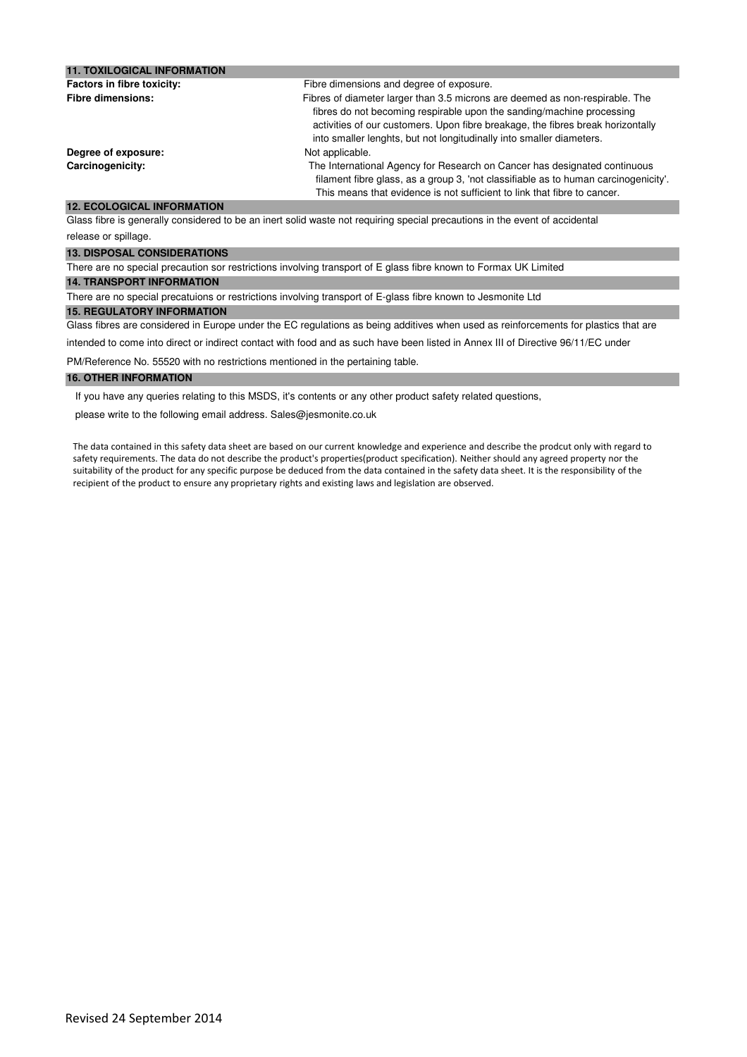## 11. TOXILOGICAL INFORMATION

**Factors in fibre toxicity:** Fibre dimensions and degree of exposure.

**Fibre dimensions:** Fibres of diameter larger than 3.5 microns are deemed as non-respirable. The fibres do not becoming respirable upon the sanding/machine processing activities of our customers. Upon fibre breakage, the fibres break horizontally into smaller lenghts, but not longitudinally into smaller diameters.

**Degree of exposure:** Not applicable.

**Carcinogenicity:** The International Agency for Research on Cancer has designated continuous filament fibre glass, as a group 3, 'not classifiable as to human carcinogenicity'. This means that evidence is not sufficient to link that fibre to cancer.

## 12. ECOLOGICAL INFORMATION

Glass fibre is generally considered to be an inert solid waste not requiring special precautions in the event of accidental release or spillage.

## 13. DISPOSAL CONSIDERATIONS

There are no special precaution sor restrictions involving transport of E glass fibre known to Formax UK Limited

## 14. TRANSPORT INFORMATION

There are no special precatuions or restrictions involving transport of E-glass fibre known to Jesmonite Ltd

## 15. REGULATORY INFORMATION

Glass fibres are considered in Europe under the EC regulations as being additives when used as reinforcements for plastics that are intended to come into direct or indirect contact with food and as such have been listed in Annex III of Directive 96/11/EC under PM/Reference No. 55520 with no restrictions mentioned in the pertaining table.

## 16. OTHER INFORMATION

If you have any queries relating to this MSDS, it's contents or any other product safety related questions, please write to the following email address. Sales@jesmonite.co.uk

The data contained in this safety data sheet are based on our current knowledge and experience and describe the prodcut only with regard to safety requirements. The data do not describe the product's properties(product specification). Neither should any agreed property nor the suitability of the product for any specific purpose be deduced from the data contained in the safety data sheet. It is the responsibility of the recipient of the product to ensure any proprietary rights and existing laws and legislation are observed.

Revised 24 September 2014